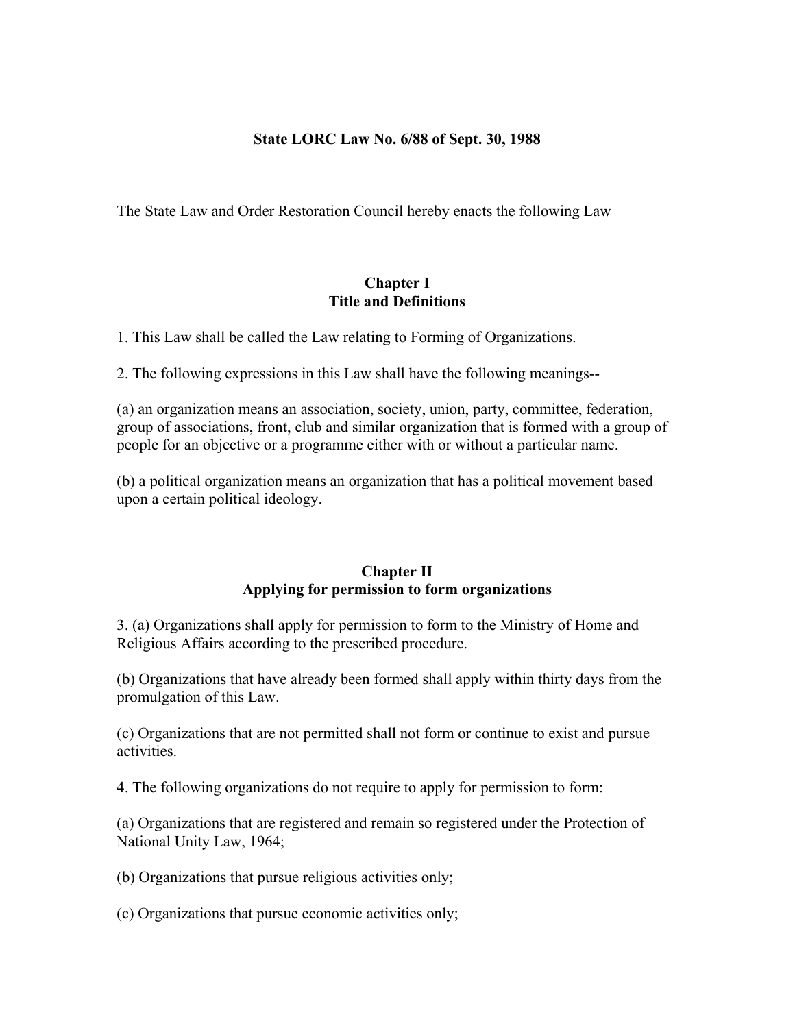**State LORC Law No. 6/88 of Sept. 30, 1988**

The State Law and Order Restoration Council hereby enacts the following Law—

## Chapter I
## Title and Definitions

1. This Law shall be called the Law relating to Forming of Organizations.

2. The following expressions in this Law shall have the following meanings--

(a) an organization means an association, society, union, party, committee, federation, group of associations, front, club and similar organization that is formed with a group of people for an objective or a programme either with or without a particular name.

(b) a political organization means an organization that has a political movement based upon a certain political ideology.

## Chapter II
## Applying for permission to form organizations

3. (a) Organizations shall apply for permission to form to the Ministry of Home and Religious Affairs according to the prescribed procedure.

(b) Organizations that have already been formed shall apply within thirty days from the promulgation of this Law.

(c) Organizations that are not permitted shall not form or continue to exist and pursue activities.

4. The following organizations do not require to apply for permission to form:

(a) Organizations that are registered and remain so registered under the Protection of National Unity Law, 1964;

(b) Organizations that pursue religious activities only;

(c) Organizations that pursue economic activities only;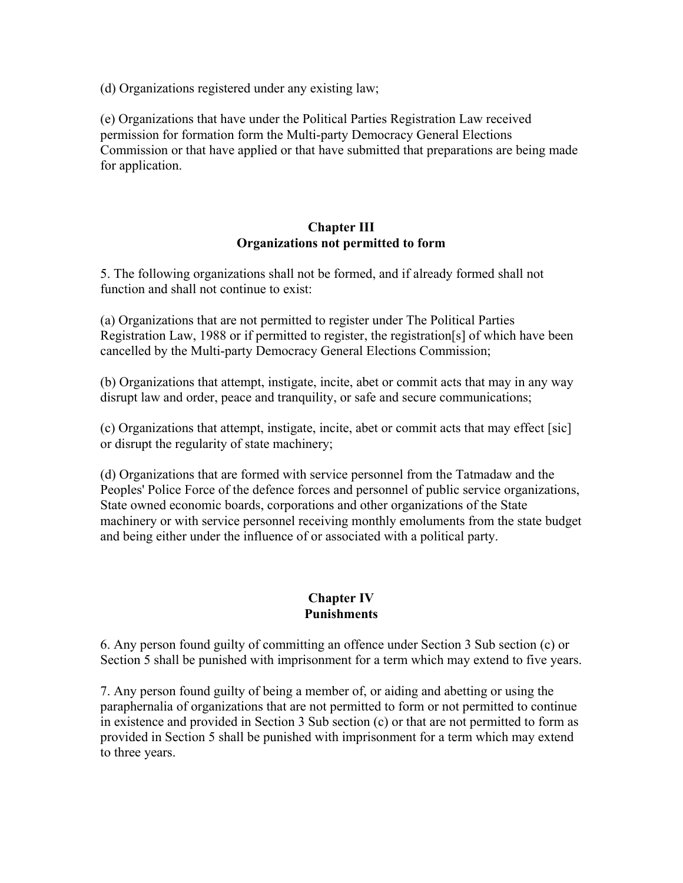(d) Organizations registered under any existing law;

(e) Organizations that have under the Political Parties Registration Law received permission for formation form the Multi-party Democracy General Elections Commission or that have applied or that have submitted that preparations are being made for application.

## Chapter III
## Organizations not permitted to form

5. The following organizations shall not be formed, and if already formed shall not function and shall not continue to exist:

(a) Organizations that are not permitted to register under The Political Parties Registration Law, 1988 or if permitted to register, the registration[s] of which have been cancelled by the Multi-party Democracy General Elections Commission;

(b) Organizations that attempt, instigate, incite, abet or commit acts that may in any way disrupt law and order, peace and tranquility, or safe and secure communications;

(c) Organizations that attempt, instigate, incite, abet or commit acts that may effect [sic] or disrupt the regularity of state machinery;

(d) Organizations that are formed with service personnel from the Tatmadaw and the Peoples' Police Force of the defence forces and personnel of public service organizations, State owned economic boards, corporations and other organizations of the State machinery or with service personnel receiving monthly emoluments from the state budget and being either under the influence of or associated with a political party.

## Chapter IV
## Punishments

6. Any person found guilty of committing an offence under Section 3 Sub section (c) or Section 5 shall be punished with imprisonment for a term which may extend to five years.

7. Any person found guilty of being a member of, or aiding and abetting or using the paraphernalia of organizations that are not permitted to form or not permitted to continue in existence and provided in Section 3 Sub section (c) or that are not permitted to form as provided in Section 5 shall be punished with imprisonment for a term which may extend to three years.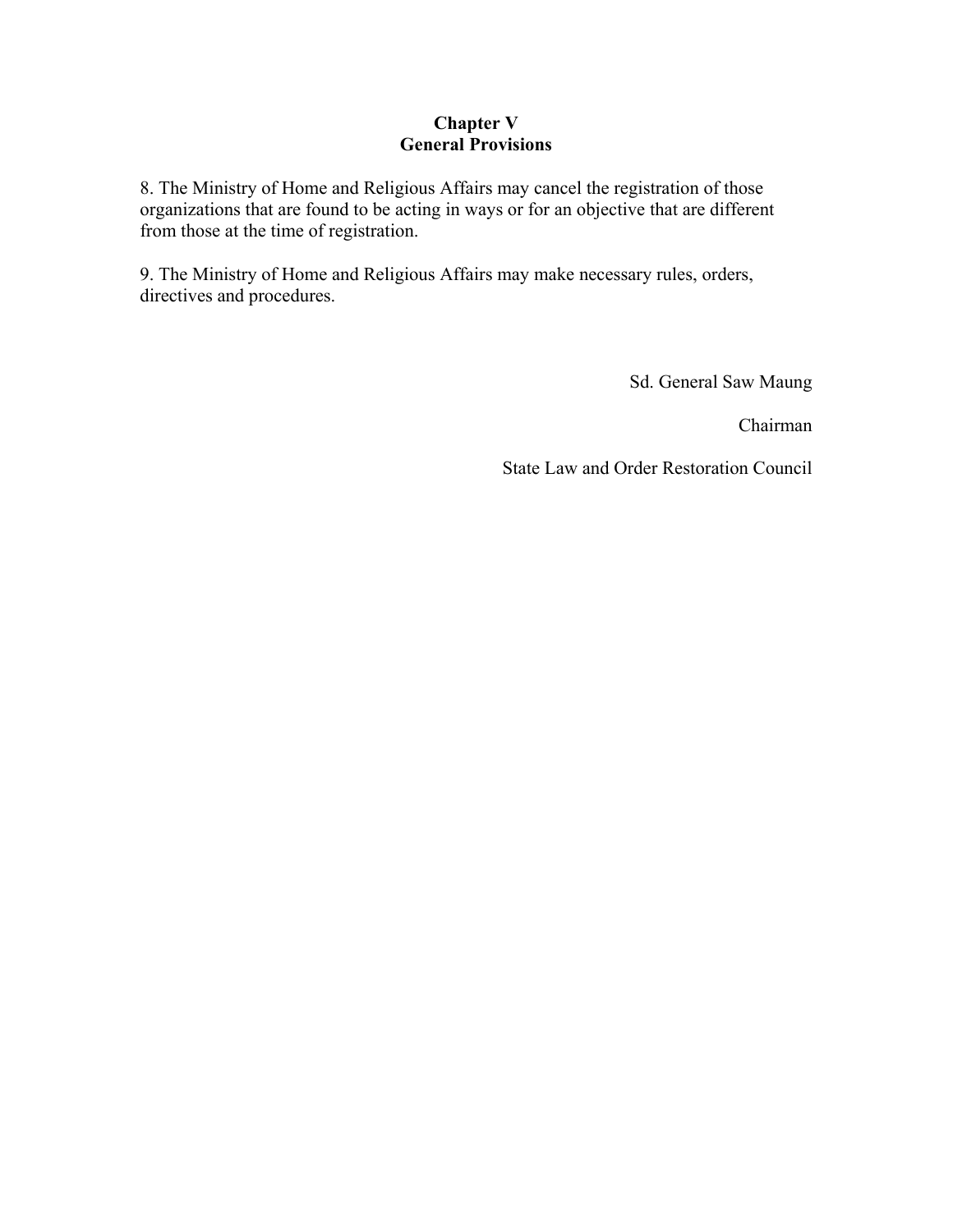## Chapter V
## General Provisions

8. The Ministry of Home and Religious Affairs may cancel the registration of those organizations that are found to be acting in ways or for an objective that are different from those at the time of registration.

9. The Ministry of Home and Religious Affairs may make necessary rules, orders, directives and procedures.

Sd. General Saw Maung

Chairman

State Law and Order Restoration Council